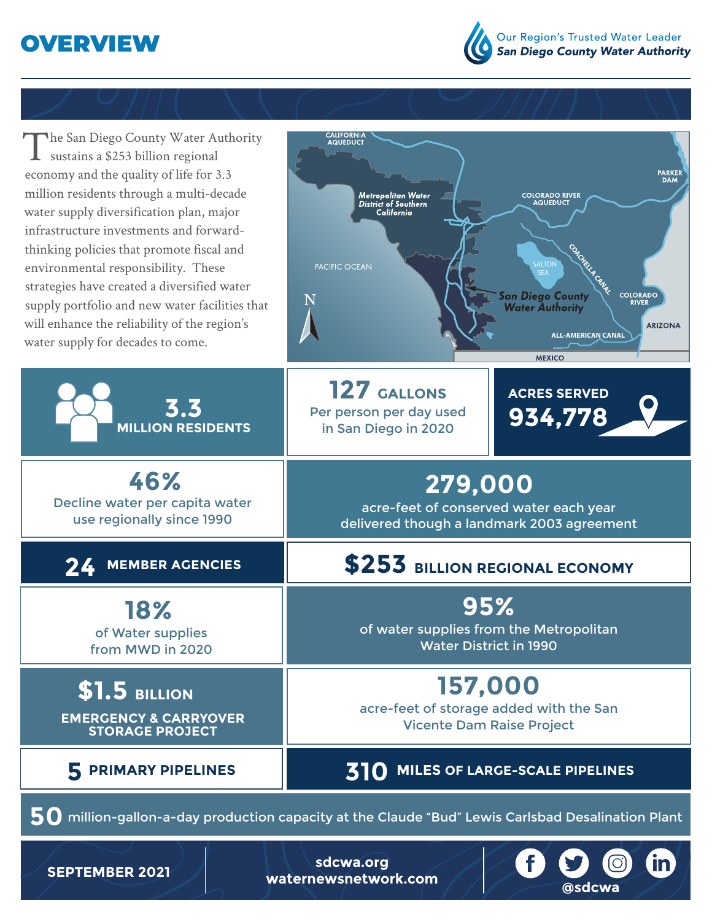# OVERVIEW

Our Region's Trusted Water Leader
*San Diego County Water Authority*

The San Diego County Water Authority sustains a $253 billion regional economy and the quality of life for 3.3 million residents through a multi-decade water supply diversification plan, major infrastructure investments and forward-thinking policies that promote fiscal and environmental responsibility. These strategies have created a diversified water supply portfolio and new water facilities that will enhance the reliability of the region's water supply for decades to come.

CALIFORNIA AQUEDUCT
*Metropolitan Water District of Southern California*
COLORADO RIVER AQUEDUCT
PARKER DAM
PACIFIC OCEAN
SALTON SEA
COACHELLA CANAL
*San Diego County Water Authority*
COLORADO RIVER
ARIZONA
ALL-AMERICAN CANAL
MEXICO
N

**3.3 MILLION RESIDENTS**

**127 GALLONS**
Per person per day used in San Diego in 2020

**ACRES SERVED 934,778**

**46%**
Decline water per capita water use regionally since 1990

**279,000**
acre-feet of conserved water each year delivered though a landmark 2003 agreement

**24 MEMBER AGENCIES**

**$253 BILLION REGIONAL ECONOMY**

**18%**
of Water supplies from MWD in 2020

**95%**
of water supplies from the Metropolitan Water District in 1990

**$1.5 BILLION**
**EMERGENCY & CARRYOVER STORAGE PROJECT**

**157,000**
acre-feet of storage added with the San Vicente Dam Raise Project

**5 PRIMARY PIPELINES**

**310 MILES OF LARGE-SCALE PIPELINES**

**50** million-gallon-a-day production capacity at the Claude "Bud" Lewis Carlsbad Desalination Plant

**SEPTEMBER 2021**

**sdcwa.org**
**waternewsnetwork.com**

**@sdcwa**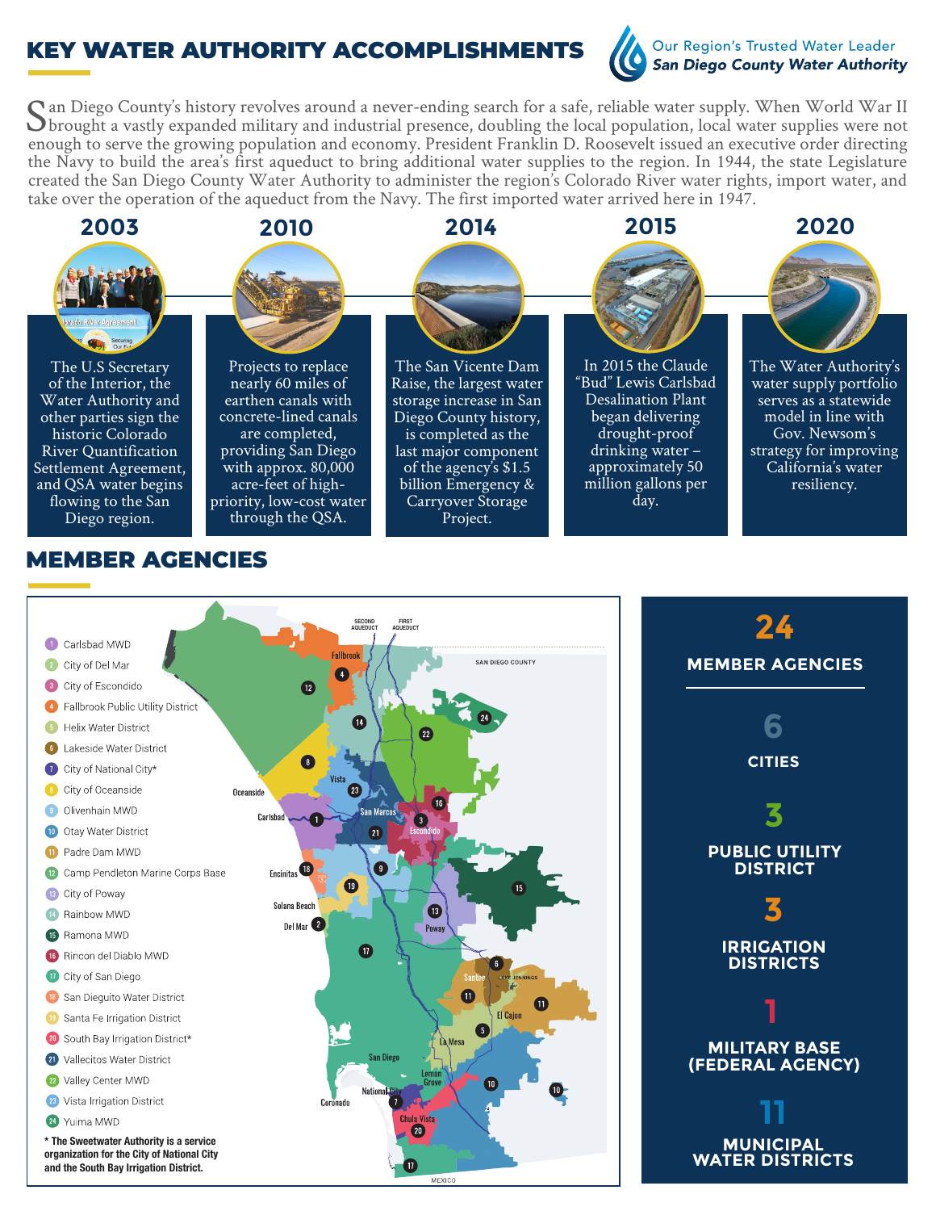# KEY WATER AUTHORITY ACCOMPLISHMENTS

Our Region's Trusted Water Leader
*San Diego County Water Authority*

San Diego County's history revolves around a never-ending search for a safe, reliable water supply. When World War II brought a vastly expanded military and industrial presence, doubling the local population, local water supplies were not enough to serve the growing population and economy. President Franklin D. Roosevelt issued an executive order directing the Navy to build the area's first aqueduct to bring additional water supplies to the region. In 1944, the state Legislature created the San Diego County Water Authority to administer the region's Colorado River water rights, import water, and take over the operation of the aqueduct from the Navy. The first imported water arrived here in 1947.

## 2003

The U.S Secretary of the Interior, the Water Authority and other parties sign the historic Colorado River Quantification Settlement Agreement, and QSA water begins flowing to the San Diego region.

## 2010

Projects to replace nearly 60 miles of earthen canals with concrete-lined canals are completed, providing San Diego with approx. 80,000 acre-feet of high-priority, low-cost water through the QSA.

## 2014

The San Vicente Dam Raise, the largest water storage increase in San Diego County history, is completed as the last major component of the agency's $1.5 billion Emergency & Carryover Storage Project.

## 2015

In 2015 the Claude "Bud" Lewis Carlsbad Desalination Plant began delivering drought-proof drinking water – approximately 50 million gallons per day.

## 2020

The Water Authority's water supply portfolio serves as a statewide model in line with Gov. Newsom's strategy for improving California's water resiliency.

# MEMBER AGENCIES

1. Carlsbad MWD
2. City of Del Mar
3. City of Escondido
4. Fallbrook Public Utility District
5. Helix Water District
6. Lakeside Water District
7. City of National City*
8. City of Oceanside
9. Olivenhain MWD
10. Otay Water District
11. Padre Dam MWD
12. Camp Pendleton Marine Corps Base
13. City of Poway
14. Rainbow MWD
15. Ramona MWD
16. Rincon del Diablo MWD
17. City of San Diego
18. San Dieguito Water District
19. Santa Fe Irrigation District
20. South Bay Irrigation District*
21. Vallecitos Water District
22. Valley Center MWD
23. Vista Irrigation District
24. Yuima MWD

**\* The Sweetwater Authority is a service organization for the City of National City and the South Bay Irrigation District.**

SECOND AQUEDUCT
FIRST AQUEDUCT
SAN DIEGO COUNTY
Fallbrook
Oceanside
Vista
Carlsbad
San Marcos
Escondido
Encinitas
Solana Beach
Del Mar
Poway
Santee
LAKE JENNINGS
El Cajon
La Mesa
San Diego
Lemon Grove
National City
Coronado
Chula Vista
MEXICO

**24** MEMBER AGENCIES

**6** CITIES

**3** PUBLIC UTILITY DISTRICT

**3** IRRIGATION DISTRICTS

**1** MILITARY BASE (FEDERAL AGENCY)

**11** MUNICIPAL WATER DISTRICTS